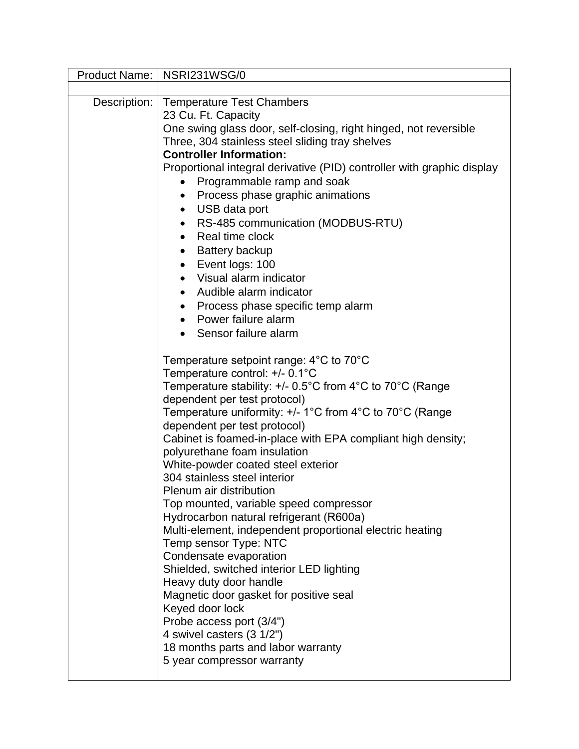| Product Name: | NSRI231WSG/0 |
|---|---|
| | |
| Description: | Temperature Test Chambers<br>23 Cu. Ft. Capacity<br>One swing glass door, self-closing, right hinged, not reversible<br>Three, 304 stainless steel sliding tray shelves<br>**Controller Information:**<br>Proportional integral derivative (PID) controller with graphic display<br>• Programmable ramp and soak<br>• Process phase graphic animations<br>• USB data port<br>• RS-485 communication (MODBUS-RTU)<br>• Real time clock<br>• Battery backup<br>• Event logs: 100<br>• Visual alarm indicator<br>• Audible alarm indicator<br>• Process phase specific temp alarm<br>• Power failure alarm<br>• Sensor failure alarm<br><br>Temperature setpoint range: 4°C to 70°C<br>Temperature control: +/- 0.1°C<br>Temperature stability: +/- 0.5°C from 4°C to 70°C (Range dependent per test protocol)<br>Temperature uniformity: +/- 1°C from 4°C to 70°C (Range dependent per test protocol)<br>Cabinet is foamed-in-place with EPA compliant high density; polyurethane foam insulation<br>White-powder coated steel exterior<br>304 stainless steel interior<br>Plenum air distribution<br>Top mounted, variable speed compressor<br>Hydrocarbon natural refrigerant (R600a)<br>Multi-element, independent proportional electric heating<br>Temp sensor Type: NTC<br>Condensate evaporation<br>Shielded, switched interior LED lighting<br>Heavy duty door handle<br>Magnetic door gasket for positive seal<br>Keyed door lock<br>Probe access port (3/4")<br>4 swivel casters (3 1/2")<br>18 months parts and labor warranty<br>5 year compressor warranty |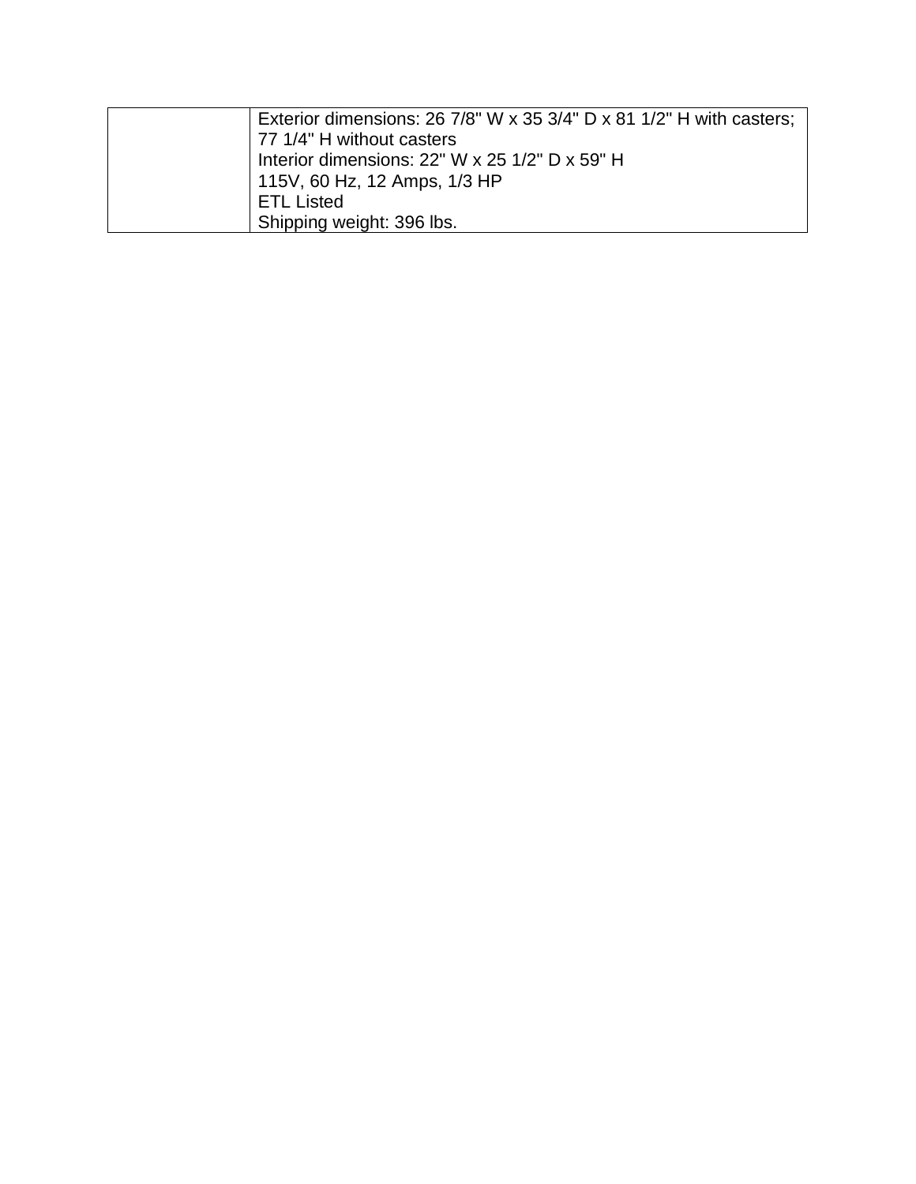| | |
|---|---|
| | Exterior dimensions: 26 7/8" W x 35 3/4" D x 81 1/2" H with casters; 77 1/4" H without casters<br>Interior dimensions: 22" W x 25 1/2" D x 59" H<br>115V, 60 Hz, 12 Amps, 1/3 HP<br>ETL Listed<br>Shipping weight: 396 lbs. |